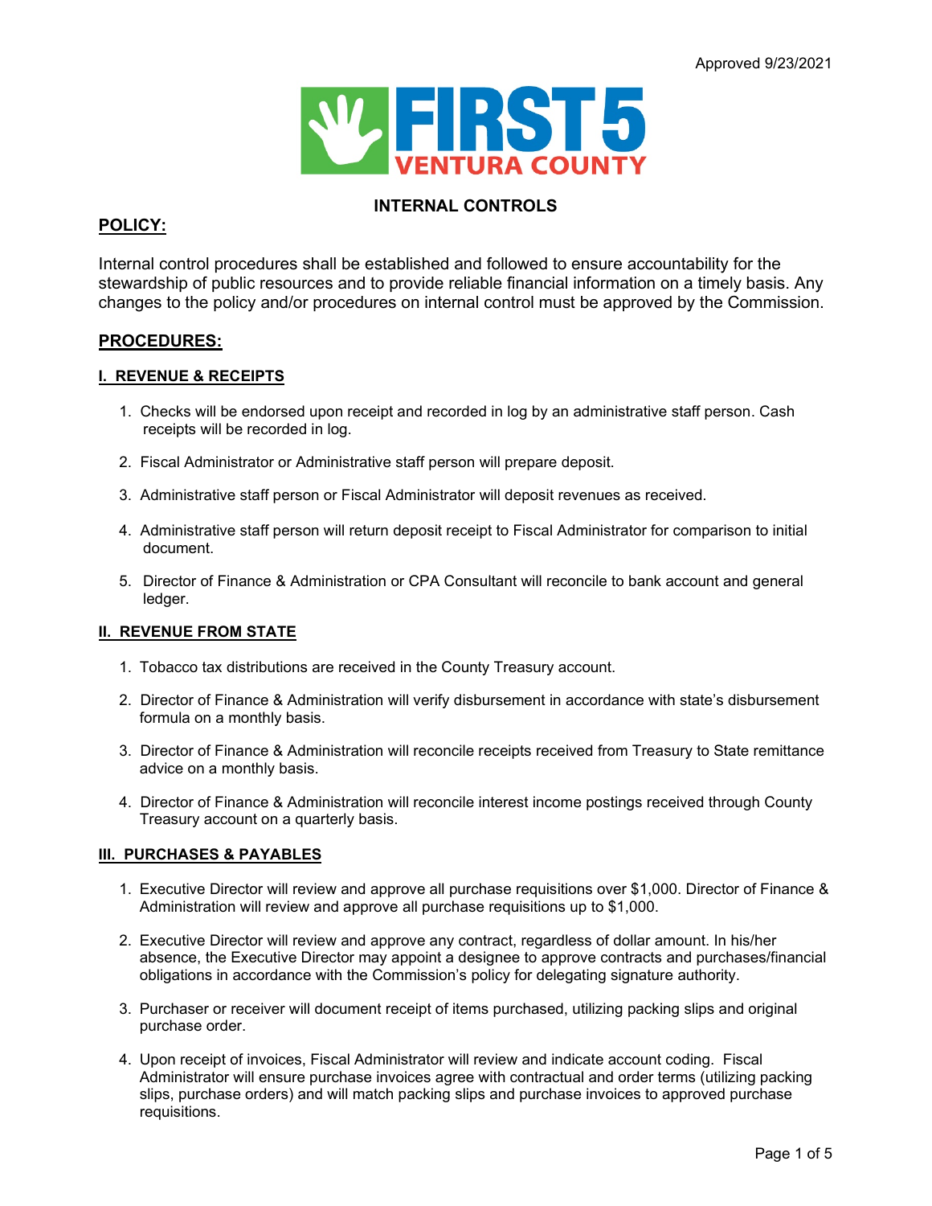Approved 9/23/2021

FIRST 5 VENTURA COUNTY

# INTERNAL CONTROLS

## POLICY:

Internal control procedures shall be established and followed to ensure accountability for the stewardship of public resources and to provide reliable financial information on a timely basis. Any changes to the policy and/or procedures on internal control must be approved by the Commission.

## PROCEDURES:

### I. REVENUE & RECEIPTS

1. Checks will be endorsed upon receipt and recorded in log by an administrative staff person. Cash receipts will be recorded in log.
2. Fiscal Administrator or Administrative staff person will prepare deposit.
3. Administrative staff person or Fiscal Administrator will deposit revenues as received.
4. Administrative staff person will return deposit receipt to Fiscal Administrator for comparison to initial document.
5. Director of Finance & Administration or CPA Consultant will reconcile to bank account and general ledger.

### II. REVENUE FROM STATE

1. Tobacco tax distributions are received in the County Treasury account.
2. Director of Finance & Administration will verify disbursement in accordance with state's disbursement formula on a monthly basis.
3. Director of Finance & Administration will reconcile receipts received from Treasury to State remittance advice on a monthly basis.
4. Director of Finance & Administration will reconcile interest income postings received through County Treasury account on a quarterly basis.

### III. PURCHASES & PAYABLES

1. Executive Director will review and approve all purchase requisitions over $1,000. Director of Finance & Administration will review and approve all purchase requisitions up to $1,000.
2. Executive Director will review and approve any contract, regardless of dollar amount. In his/her absence, the Executive Director may appoint a designee to approve contracts and purchases/financial obligations in accordance with the Commission's policy for delegating signature authority.
3. Purchaser or receiver will document receipt of items purchased, utilizing packing slips and original purchase order.
4. Upon receipt of invoices, Fiscal Administrator will review and indicate account coding. Fiscal Administrator will ensure purchase invoices agree with contractual and order terms (utilizing packing slips, purchase orders) and will match packing slips and purchase invoices to approved purchase requisitions.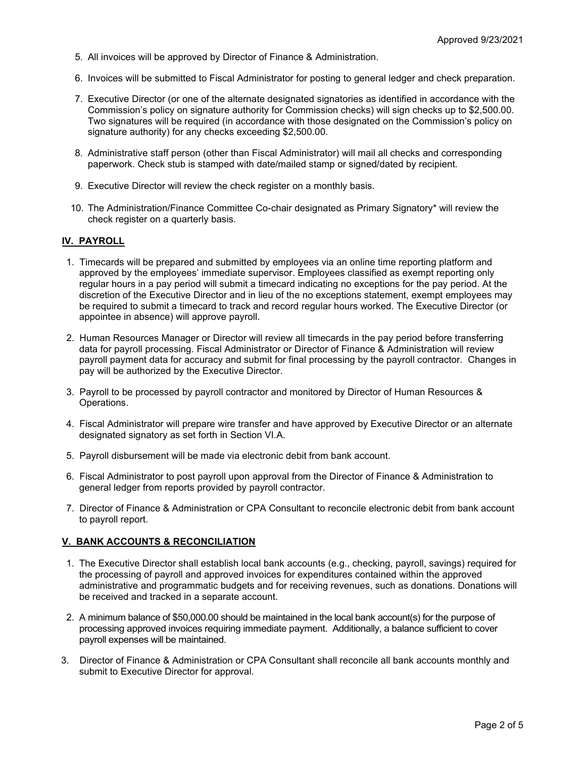5. All invoices will be approved by Director of Finance & Administration.

6. Invoices will be submitted to Fiscal Administrator for posting to general ledger and check preparation.

7. Executive Director (or one of the alternate designated signatories as identified in accordance with the Commission's policy on signature authority for Commission checks) will sign checks up to $2,500.00. Two signatures will be required (in accordance with those designated on the Commission's policy on signature authority) for any checks exceeding $2,500.00.

8. Administrative staff person (other than Fiscal Administrator) will mail all checks and corresponding paperwork. Check stub is stamped with date/mailed stamp or signed/dated by recipient.

9. Executive Director will review the check register on a monthly basis.

10. The Administration/Finance Committee Co-chair designated as Primary Signatory* will review the check register on a quarterly basis.

## IV. PAYROLL

1. Timecards will be prepared and submitted by employees via an online time reporting platform and approved by the employees' immediate supervisor. Employees classified as exempt reporting only regular hours in a pay period will submit a timecard indicating no exceptions for the pay period. At the discretion of the Executive Director and in lieu of the no exceptions statement, exempt employees may be required to submit a timecard to track and record regular hours worked. The Executive Director (or appointee in absence) will approve payroll.

2. Human Resources Manager or Director will review all timecards in the pay period before transferring data for payroll processing. Fiscal Administrator or Director of Finance & Administration will review payroll payment data for accuracy and submit for final processing by the payroll contractor. Changes in pay will be authorized by the Executive Director.

3. Payroll to be processed by payroll contractor and monitored by Director of Human Resources & Operations.

4. Fiscal Administrator will prepare wire transfer and have approved by Executive Director or an alternate designated signatory as set forth in Section VI.A.

5. Payroll disbursement will be made via electronic debit from bank account.

6. Fiscal Administrator to post payroll upon approval from the Director of Finance & Administration to general ledger from reports provided by payroll contractor.

7. Director of Finance & Administration or CPA Consultant to reconcile electronic debit from bank account to payroll report.

## V. BANK ACCOUNTS & RECONCILIATION

1. The Executive Director shall establish local bank accounts (e.g., checking, payroll, savings) required for the processing of payroll and approved invoices for expenditures contained within the approved administrative and programmatic budgets and for receiving revenues, such as donations. Donations will be received and tracked in a separate account.

2. A minimum balance of $50,000.00 should be maintained in the local bank account(s) for the purpose of processing approved invoices requiring immediate payment. Additionally, a balance sufficient to cover payroll expenses will be maintained.

3. Director of Finance & Administration or CPA Consultant shall reconcile all bank accounts monthly and submit to Executive Director for approval.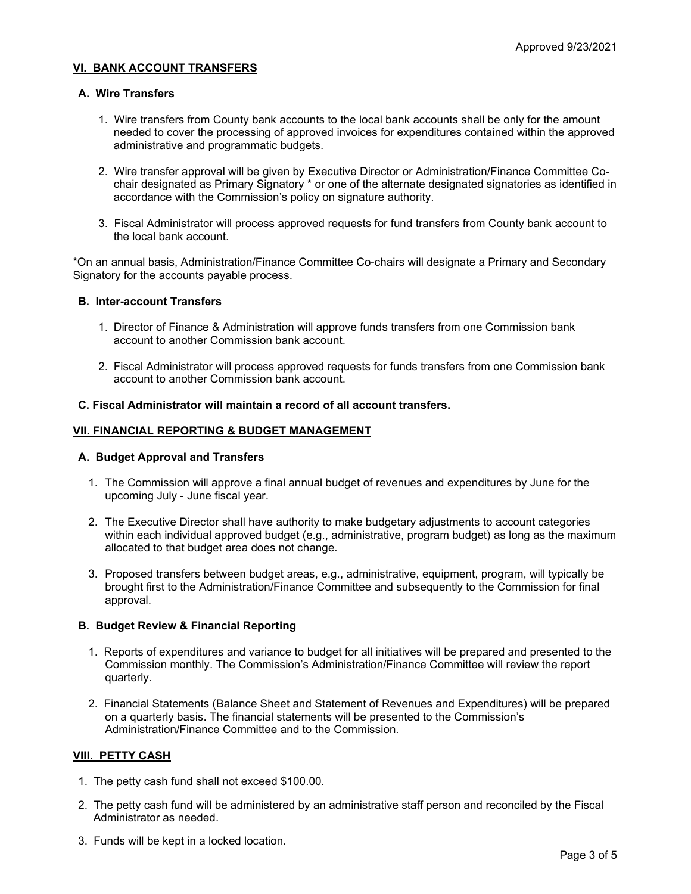Approved 9/23/2021

## VI. BANK ACCOUNT TRANSFERS

### A. Wire Transfers

1. Wire transfers from County bank accounts to the local bank accounts shall be only for the amount needed to cover the processing of approved invoices for expenditures contained within the approved administrative and programmatic budgets.

2. Wire transfer approval will be given by Executive Director or Administration/Finance Committee Co-chair designated as Primary Signatory * or one of the alternate designated signatories as identified in accordance with the Commission's policy on signature authority.

3. Fiscal Administrator will process approved requests for fund transfers from County bank account to the local bank account.

*On an annual basis, Administration/Finance Committee Co-chairs will designate a Primary and Secondary Signatory for the accounts payable process.

### B. Inter-account Transfers

1. Director of Finance & Administration will approve funds transfers from one Commission bank account to another Commission bank account.

2. Fiscal Administrator will process approved requests for funds transfers from one Commission bank account to another Commission bank account.

### C. Fiscal Administrator will maintain a record of all account transfers.

## VII. FINANCIAL REPORTING & BUDGET MANAGEMENT

### A. Budget Approval and Transfers

1. The Commission will approve a final annual budget of revenues and expenditures by June for the upcoming July - June fiscal year.

2. The Executive Director shall have authority to make budgetary adjustments to account categories within each individual approved budget (e.g., administrative, program budget) as long as the maximum allocated to that budget area does not change.

3. Proposed transfers between budget areas, e.g., administrative, equipment, program, will typically be brought first to the Administration/Finance Committee and subsequently to the Commission for final approval.

### B. Budget Review & Financial Reporting

1. Reports of expenditures and variance to budget for all initiatives will be prepared and presented to the Commission monthly. The Commission's Administration/Finance Committee will review the report quarterly.

2. Financial Statements (Balance Sheet and Statement of Revenues and Expenditures) will be prepared on a quarterly basis. The financial statements will be presented to the Commission's Administration/Finance Committee and to the Commission.

## VIII. PETTY CASH

1. The petty cash fund shall not exceed $100.00.

2. The petty cash fund will be administered by an administrative staff person and reconciled by the Fiscal Administrator as needed.

3. Funds will be kept in a locked location.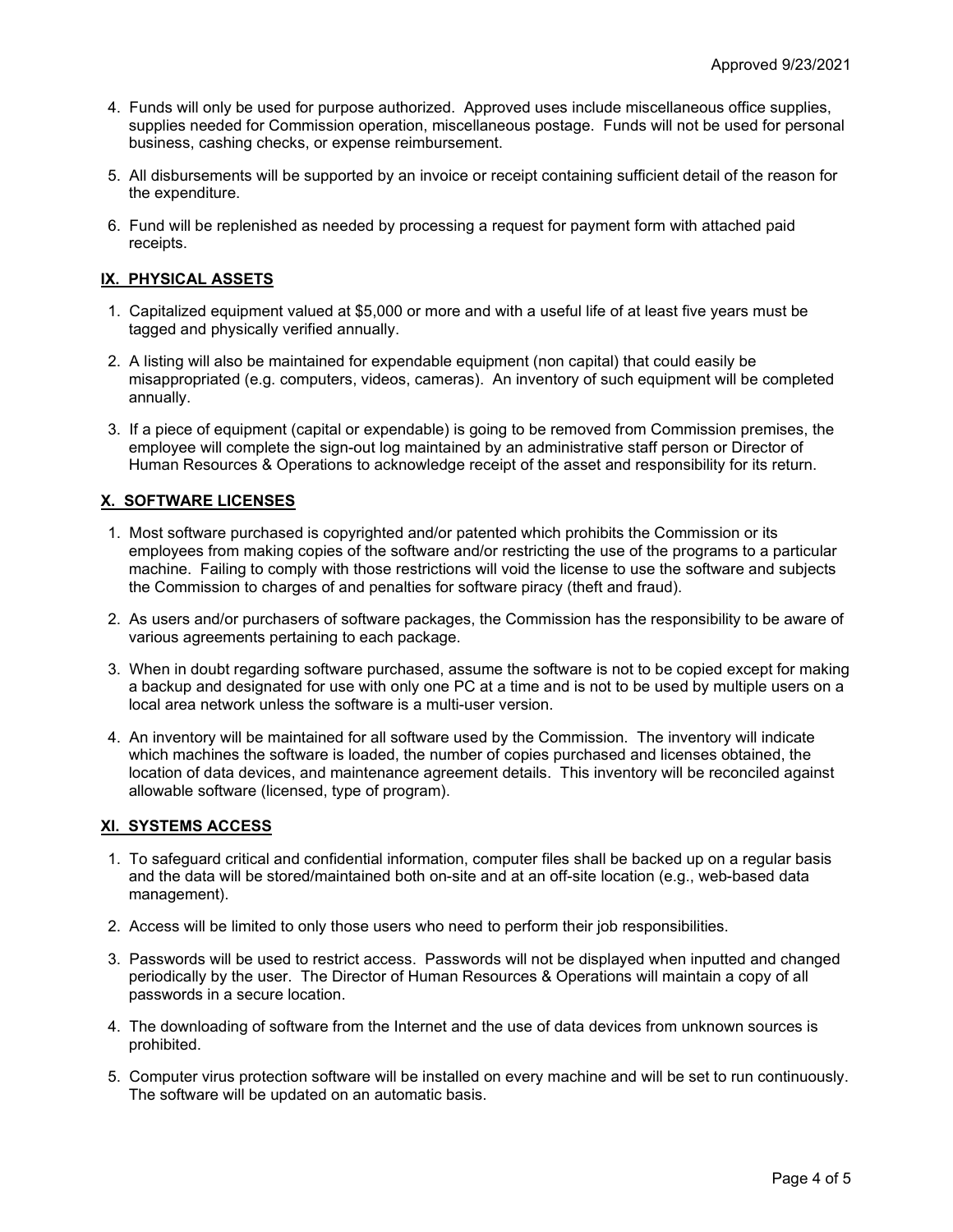Approved 9/23/2021

4. Funds will only be used for purpose authorized. Approved uses include miscellaneous office supplies, supplies needed for Commission operation, miscellaneous postage. Funds will not be used for personal business, cashing checks, or expense reimbursement.
5. All disbursements will be supported by an invoice or receipt containing sufficient detail of the reason for the expenditure.
6. Fund will be replenished as needed by processing a request for payment form with attached paid receipts.

## IX. PHYSICAL ASSETS

1. Capitalized equipment valued at $5,000 or more and with a useful life of at least five years must be tagged and physically verified annually.
2. A listing will also be maintained for expendable equipment (non capital) that could easily be misappropriated (e.g. computers, videos, cameras). An inventory of such equipment will be completed annually.
3. If a piece of equipment (capital or expendable) is going to be removed from Commission premises, the employee will complete the sign-out log maintained by an administrative staff person or Director of Human Resources & Operations to acknowledge receipt of the asset and responsibility for its return.

## X. SOFTWARE LICENSES

1. Most software purchased is copyrighted and/or patented which prohibits the Commission or its employees from making copies of the software and/or restricting the use of the programs to a particular machine. Failing to comply with those restrictions will void the license to use the software and subjects the Commission to charges of and penalties for software piracy (theft and fraud).
2. As users and/or purchasers of software packages, the Commission has the responsibility to be aware of various agreements pertaining to each package.
3. When in doubt regarding software purchased, assume the software is not to be copied except for making a backup and designated for use with only one PC at a time and is not to be used by multiple users on a local area network unless the software is a multi-user version.
4. An inventory will be maintained for all software used by the Commission. The inventory will indicate which machines the software is loaded, the number of copies purchased and licenses obtained, the location of data devices, and maintenance agreement details. This inventory will be reconciled against allowable software (licensed, type of program).

## XI. SYSTEMS ACCESS

1. To safeguard critical and confidential information, computer files shall be backed up on a regular basis and the data will be stored/maintained both on-site and at an off-site location (e.g., web-based data management).
2. Access will be limited to only those users who need to perform their job responsibilities.
3. Passwords will be used to restrict access. Passwords will not be displayed when inputted and changed periodically by the user. The Director of Human Resources & Operations will maintain a copy of all passwords in a secure location.
4. The downloading of software from the Internet and the use of data devices from unknown sources is prohibited.
5. Computer virus protection software will be installed on every machine and will be set to run continuously. The software will be updated on an automatic basis.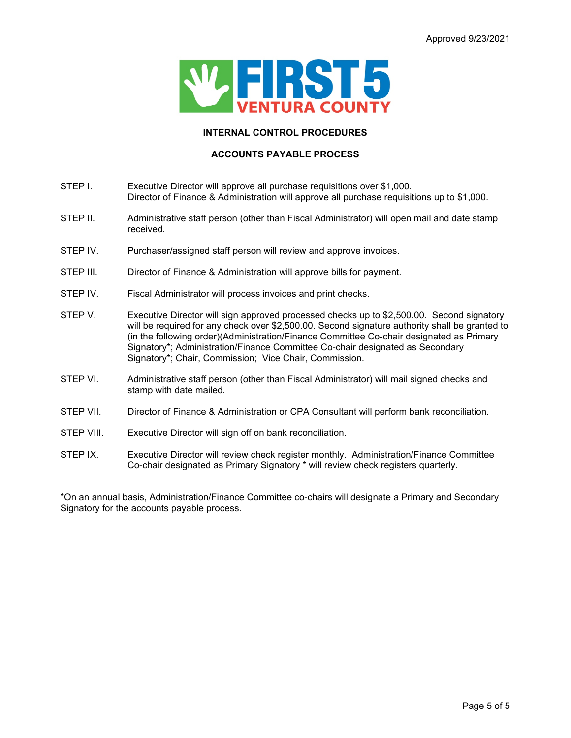Approved 9/23/2021

FIRST 5 VENTURA COUNTY

### INTERNAL CONTROL PROCEDURES

### ACCOUNTS PAYABLE PROCESS

| | |
|---|---|
| STEP I. | Executive Director will approve all purchase requisitions over $1,000. Director of Finance & Administration will approve all purchase requisitions up to $1,000. |
| STEP II. | Administrative staff person (other than Fiscal Administrator) will open mail and date stamp received. |
| STEP IV. | Purchaser/assigned staff person will review and approve invoices. |
| STEP III. | Director of Finance & Administration will approve bills for payment. |
| STEP IV. | Fiscal Administrator will process invoices and print checks. |
| STEP V. | Executive Director will sign approved processed checks up to $2,500.00. Second signatory will be required for any check over $2,500.00. Second signature authority shall be granted to (in the following order)(Administration/Finance Committee Co-chair designated as Primary Signatory*; Administration/Finance Committee Co-chair designated as Secondary Signatory*; Chair, Commission; Vice Chair, Commission. |
| STEP VI. | Administrative staff person (other than Fiscal Administrator) will mail signed checks and stamp with date mailed. |
| STEP VII. | Director of Finance & Administration or CPA Consultant will perform bank reconciliation. |
| STEP VIII. | Executive Director will sign off on bank reconciliation. |
| STEP IX. | Executive Director will review check register monthly. Administration/Finance Committee Co-chair designated as Primary Signatory * will review check registers quarterly. |

*On an annual basis, Administration/Finance Committee co-chairs will designate a Primary and Secondary Signatory for the accounts payable process.